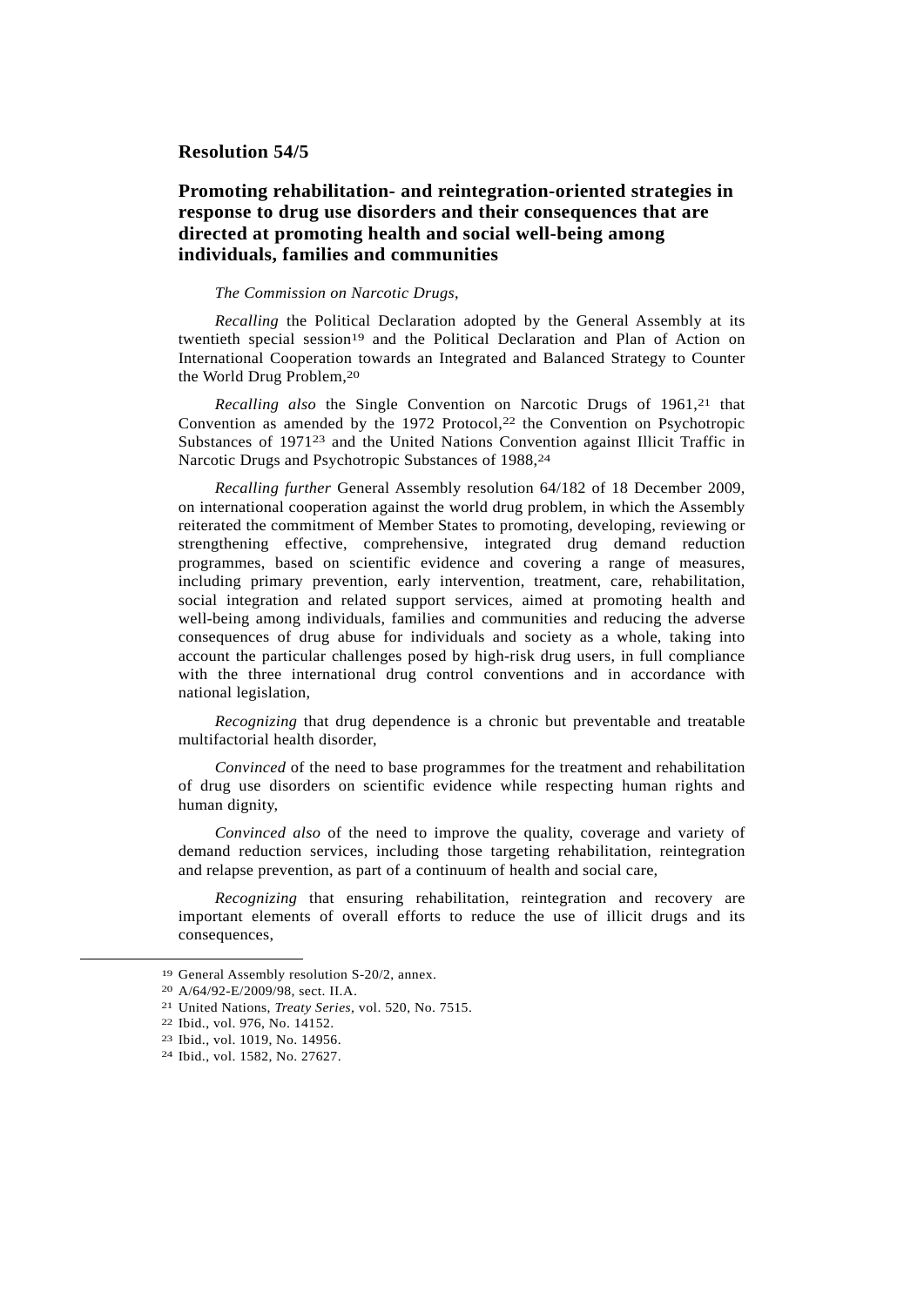## Resolution 54/5

## Promoting rehabilitation- and reintegration-oriented strategies in response to drug use disorders and their consequences that are directed at promoting health and social well-being among individuals, families and communities

*The Commission on Narcotic Drugs*,

*Recalling* the Political Declaration adopted by the General Assembly at its twentieth special session[19] and the Political Declaration and Plan of Action on International Cooperation towards an Integrated and Balanced Strategy to Counter the World Drug Problem,[20]

*Recalling also* the Single Convention on Narcotic Drugs of 1961,[21] that Convention as amended by the 1972 Protocol,[22] the Convention on Psychotropic Substances of 1971[23] and the United Nations Convention against Illicit Traffic in Narcotic Drugs and Psychotropic Substances of 1988,[24]

*Recalling further* General Assembly resolution 64/182 of 18 December 2009, on international cooperation against the world drug problem, in which the Assembly reiterated the commitment of Member States to promoting, developing, reviewing or strengthening effective, comprehensive, integrated drug demand reduction programmes, based on scientific evidence and covering a range of measures, including primary prevention, early intervention, treatment, care, rehabilitation, social integration and related support services, aimed at promoting health and well-being among individuals, families and communities and reducing the adverse consequences of drug abuse for individuals and society as a whole, taking into account the particular challenges posed by high-risk drug users, in full compliance with the three international drug control conventions and in accordance with national legislation,

*Recognizing* that drug dependence is a chronic but preventable and treatable multifactorial health disorder,

*Convinced* of the need to base programmes for the treatment and rehabilitation of drug use disorders on scientific evidence while respecting human rights and human dignity,

*Convinced also* of the need to improve the quality, coverage and variety of demand reduction services, including those targeting rehabilitation, reintegration and relapse prevention, as part of a continuum of health and social care,

*Recognizing* that ensuring rehabilitation, reintegration and recovery are important elements of overall efforts to reduce the use of illicit drugs and its consequences,

---

[19] General Assembly resolution S-20/2, annex.

[20] A/64/92-E/2009/98, sect. II.A.

[21] United Nations, *Treaty Series*, vol. 520, No. 7515.

[22] Ibid., vol. 976, No. 14152.

[23] Ibid., vol. 1019, No. 14956.

[24] Ibid., vol. 1582, No. 27627.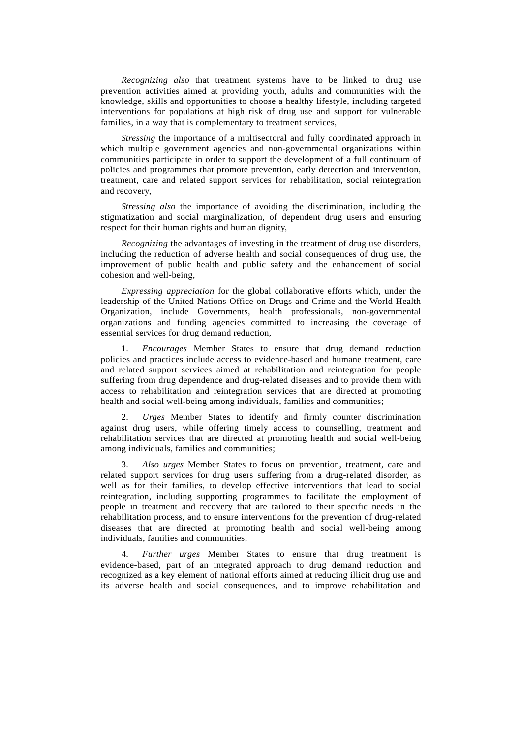*Recognizing also* that treatment systems have to be linked to drug use prevention activities aimed at providing youth, adults and communities with the knowledge, skills and opportunities to choose a healthy lifestyle, including targeted interventions for populations at high risk of drug use and support for vulnerable families, in a way that is complementary to treatment services,

*Stressing* the importance of a multisectoral and fully coordinated approach in which multiple government agencies and non-governmental organizations within communities participate in order to support the development of a full continuum of policies and programmes that promote prevention, early detection and intervention, treatment, care and related support services for rehabilitation, social reintegration and recovery,

*Stressing also* the importance of avoiding the discrimination, including the stigmatization and social marginalization, of dependent drug users and ensuring respect for their human rights and human dignity,

*Recognizing* the advantages of investing in the treatment of drug use disorders, including the reduction of adverse health and social consequences of drug use, the improvement of public health and public safety and the enhancement of social cohesion and well-being,

*Expressing appreciation* for the global collaborative efforts which, under the leadership of the United Nations Office on Drugs and Crime and the World Health Organization, include Governments, health professionals, non-governmental organizations and funding agencies committed to increasing the coverage of essential services for drug demand reduction,

1. *Encourages* Member States to ensure that drug demand reduction policies and practices include access to evidence-based and humane treatment, care and related support services aimed at rehabilitation and reintegration for people suffering from drug dependence and drug-related diseases and to provide them with access to rehabilitation and reintegration services that are directed at promoting health and social well-being among individuals, families and communities;

2. *Urges* Member States to identify and firmly counter discrimination against drug users, while offering timely access to counselling, treatment and rehabilitation services that are directed at promoting health and social well-being among individuals, families and communities;

3. *Also urges* Member States to focus on prevention, treatment, care and related support services for drug users suffering from a drug-related disorder, as well as for their families, to develop effective interventions that lead to social reintegration, including supporting programmes to facilitate the employment of people in treatment and recovery that are tailored to their specific needs in the rehabilitation process, and to ensure interventions for the prevention of drug-related diseases that are directed at promoting health and social well-being among individuals, families and communities;

4. *Further urges* Member States to ensure that drug treatment is evidence-based, part of an integrated approach to drug demand reduction and recognized as a key element of national efforts aimed at reducing illicit drug use and its adverse health and social consequences, and to improve rehabilitation and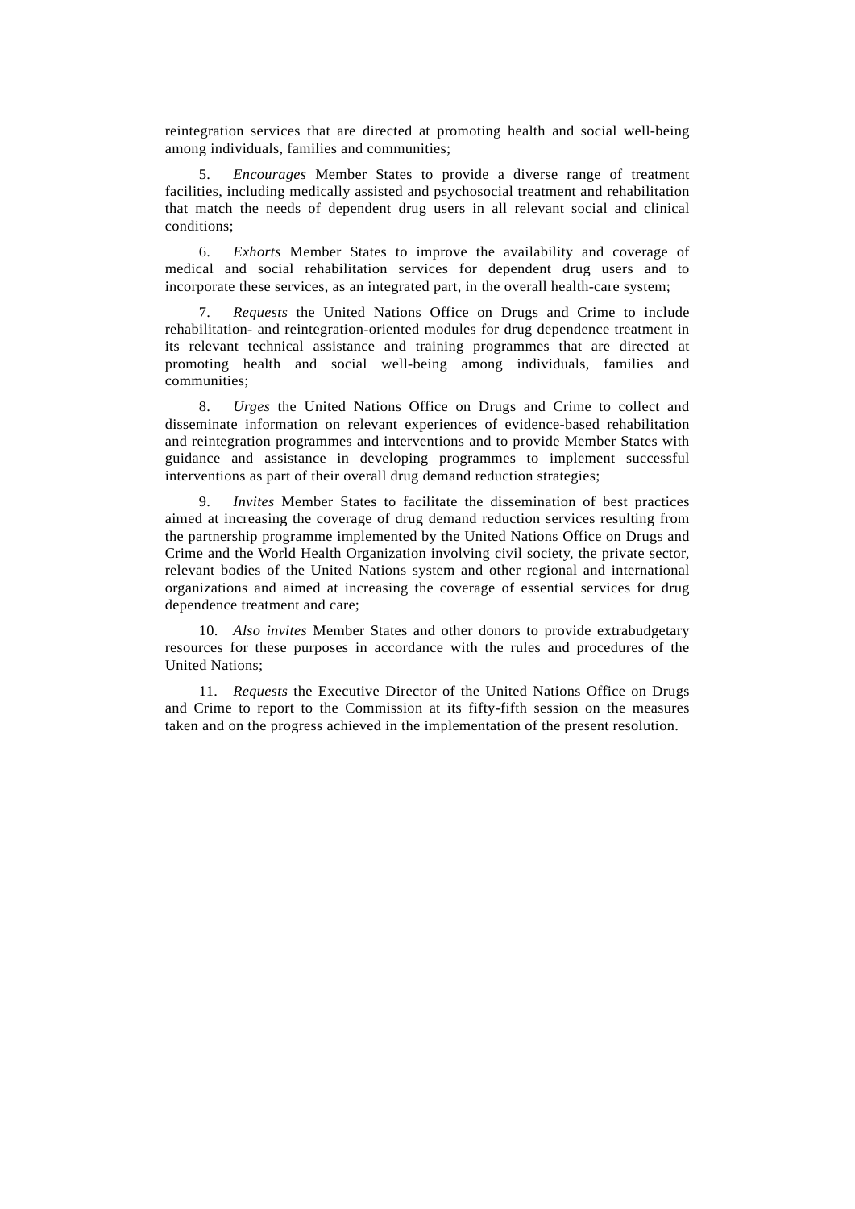reintegration services that are directed at promoting health and social well-being among individuals, families and communities;

5. *Encourages* Member States to provide a diverse range of treatment facilities, including medically assisted and psychosocial treatment and rehabilitation that match the needs of dependent drug users in all relevant social and clinical conditions;

6. *Exhorts* Member States to improve the availability and coverage of medical and social rehabilitation services for dependent drug users and to incorporate these services, as an integrated part, in the overall health-care system;

7. *Requests* the United Nations Office on Drugs and Crime to include rehabilitation- and reintegration-oriented modules for drug dependence treatment in its relevant technical assistance and training programmes that are directed at promoting health and social well-being among individuals, families and communities;

8. *Urges* the United Nations Office on Drugs and Crime to collect and disseminate information on relevant experiences of evidence-based rehabilitation and reintegration programmes and interventions and to provide Member States with guidance and assistance in developing programmes to implement successful interventions as part of their overall drug demand reduction strategies;

9. *Invites* Member States to facilitate the dissemination of best practices aimed at increasing the coverage of drug demand reduction services resulting from the partnership programme implemented by the United Nations Office on Drugs and Crime and the World Health Organization involving civil society, the private sector, relevant bodies of the United Nations system and other regional and international organizations and aimed at increasing the coverage of essential services for drug dependence treatment and care;

10. *Also invites* Member States and other donors to provide extrabudgetary resources for these purposes in accordance with the rules and procedures of the United Nations;

11. *Requests* the Executive Director of the United Nations Office on Drugs and Crime to report to the Commission at its fifty-fifth session on the measures taken and on the progress achieved in the implementation of the present resolution.